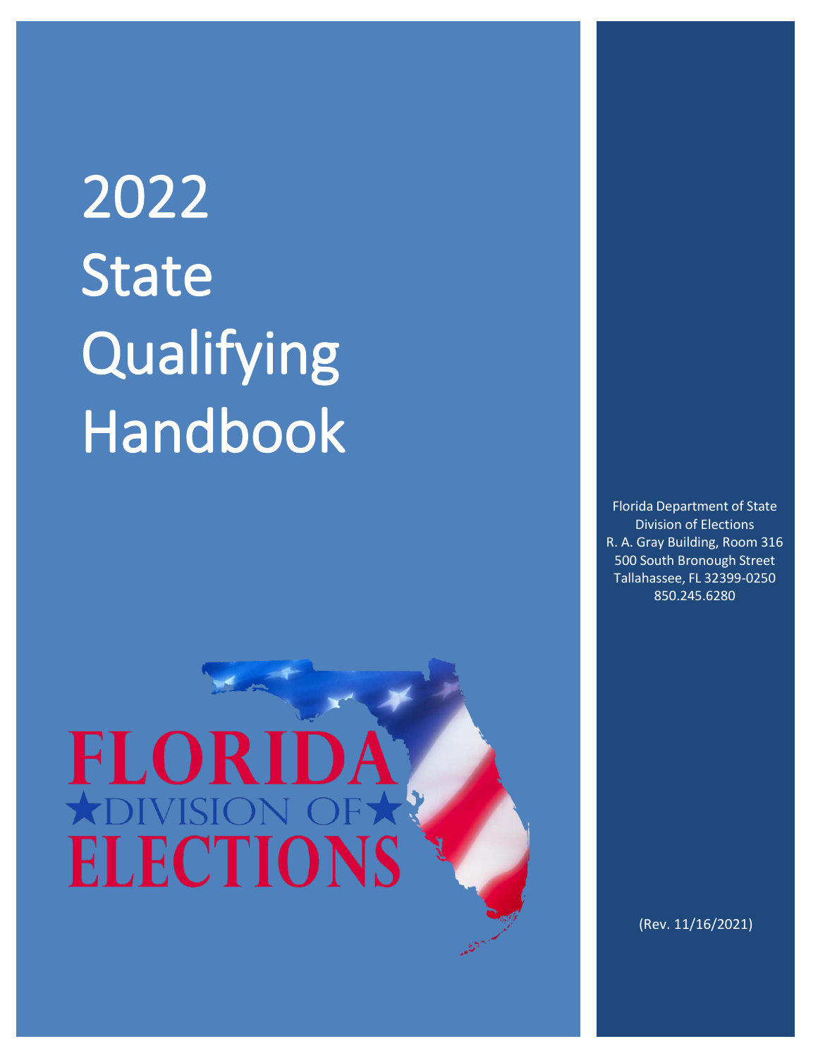# 2022 State Qualifying Handbook

FLORIDA
★DIVISION OF★
ELECTIONS

Florida Department of State
Division of Elections
R. A. Gray Building, Room 316
500 South Bronough Street
Tallahassee, FL 32399-0250
850.245.6280

(Rev. 11/16/2021)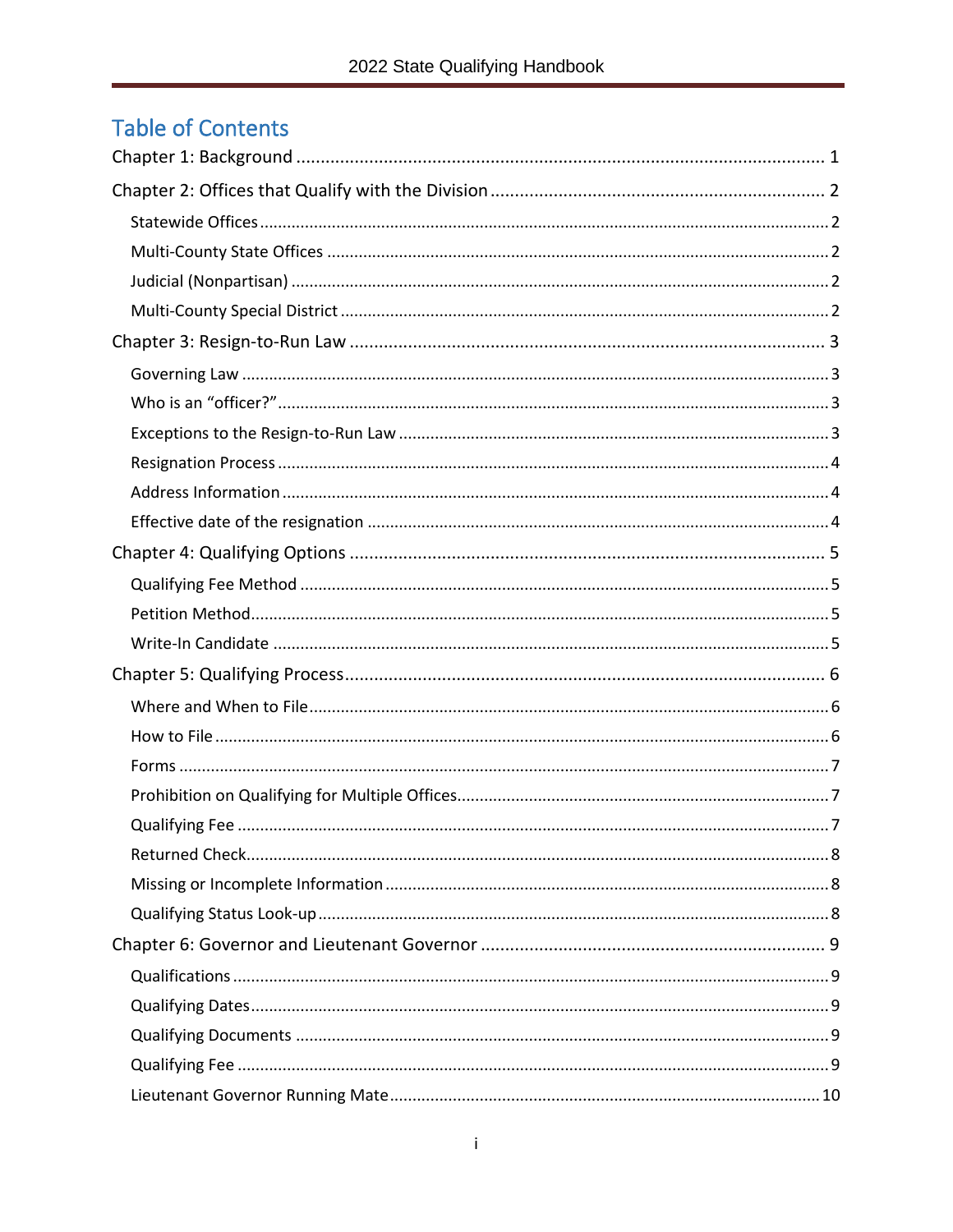# Table of Contents

Chapter 1: Background ............................................................................................................ 1

Chapter 2: Offices that Qualify with the Division .................................................................... 2

- Statewide Offices ............................................................................................................ 2
- Multi-County State Offices ............................................................................................. 2
- Judicial (Nonpartisan) ..................................................................................................... 2
- Multi-County Special District .......................................................................................... 2

Chapter 3: Resign-to-Run Law ................................................................................................. 3

- Governing Law ................................................................................................................ 3
- Who is an "officer?" ........................................................................................................ 3
- Exceptions to the Resign-to-Run Law .............................................................................. 3
- Resignation Process ........................................................................................................ 4
- Address Information ....................................................................................................... 4
- Effective date of the resignation ..................................................................................... 4

Chapter 4: Qualifying Options ................................................................................................. 5

- Qualifying Fee Method ................................................................................................... 5
- Petition Method .............................................................................................................. 5
- Write-In Candidate ......................................................................................................... 5

Chapter 5: Qualifying Process .................................................................................................. 6

- Where and When to File ................................................................................................. 6
- How to File ..................................................................................................................... 6
- Forms .............................................................................................................................. 7
- Prohibition on Qualifying for Multiple Offices ................................................................. 7
- Qualifying Fee ................................................................................................................. 7
- Returned Check ............................................................................................................... 8
- Missing or Incomplete Information ................................................................................. 8
- Qualifying Status Look-up ................................................................................................ 8

Chapter 6: Governor and Lieutenant Governor ...................................................................... 9

- Qualifications .................................................................................................................. 9
- Qualifying Dates .............................................................................................................. 9
- Qualifying Documents .................................................................................................... 9
- Qualifying Fee ................................................................................................................. 9
- Lieutenant Governor Running Mate .............................................................................. 10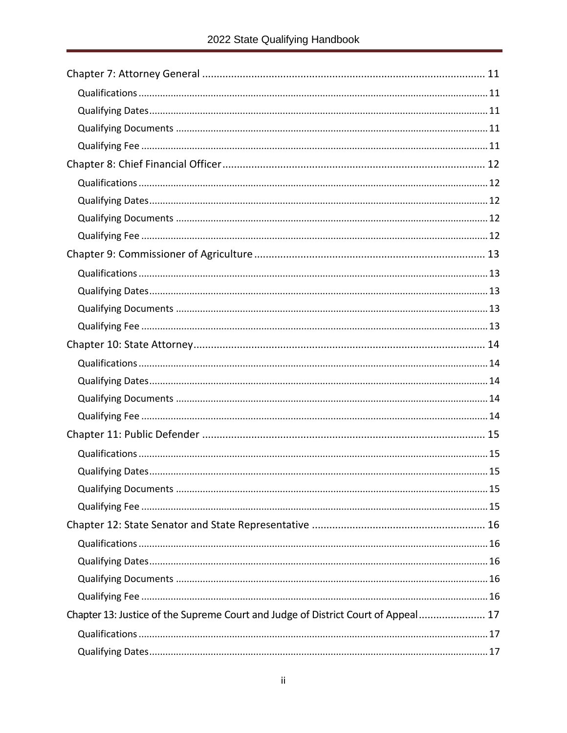Chapter 7: Attorney General ........................................................................................ 11

- Qualifications ........................................................................................................ 11
- Qualifying Dates .................................................................................................... 11
- Qualifying Documents .......................................................................................... 11
- Qualifying Fee ....................................................................................................... 11

Chapter 8: Chief Financial Officer ................................................................................ 12

- Qualifications ........................................................................................................ 12
- Qualifying Dates .................................................................................................... 12
- Qualifying Documents .......................................................................................... 12
- Qualifying Fee ....................................................................................................... 12

Chapter 9: Commissioner of Agriculture ...................................................................... 13

- Qualifications ........................................................................................................ 13
- Qualifying Dates .................................................................................................... 13
- Qualifying Documents .......................................................................................... 13
- Qualifying Fee ....................................................................................................... 13

Chapter 10: State Attorney ........................................................................................... 14

- Qualifications ........................................................................................................ 14
- Qualifying Dates .................................................................................................... 14
- Qualifying Documents .......................................................................................... 14
- Qualifying Fee ....................................................................................................... 14

Chapter 11: Public Defender ......................................................................................... 15

- Qualifications ........................................................................................................ 15
- Qualifying Dates .................................................................................................... 15
- Qualifying Documents .......................................................................................... 15
- Qualifying Fee ....................................................................................................... 15

Chapter 12: State Senator and State Representative ................................................... 16

- Qualifications ........................................................................................................ 16
- Qualifying Dates .................................................................................................... 16
- Qualifying Documents .......................................................................................... 16
- Qualifying Fee ....................................................................................................... 16

Chapter 13: Justice of the Supreme Court and Judge of District Court of Appeal ........ 17

- Qualifications ........................................................................................................ 17
- Qualifying Dates .................................................................................................... 17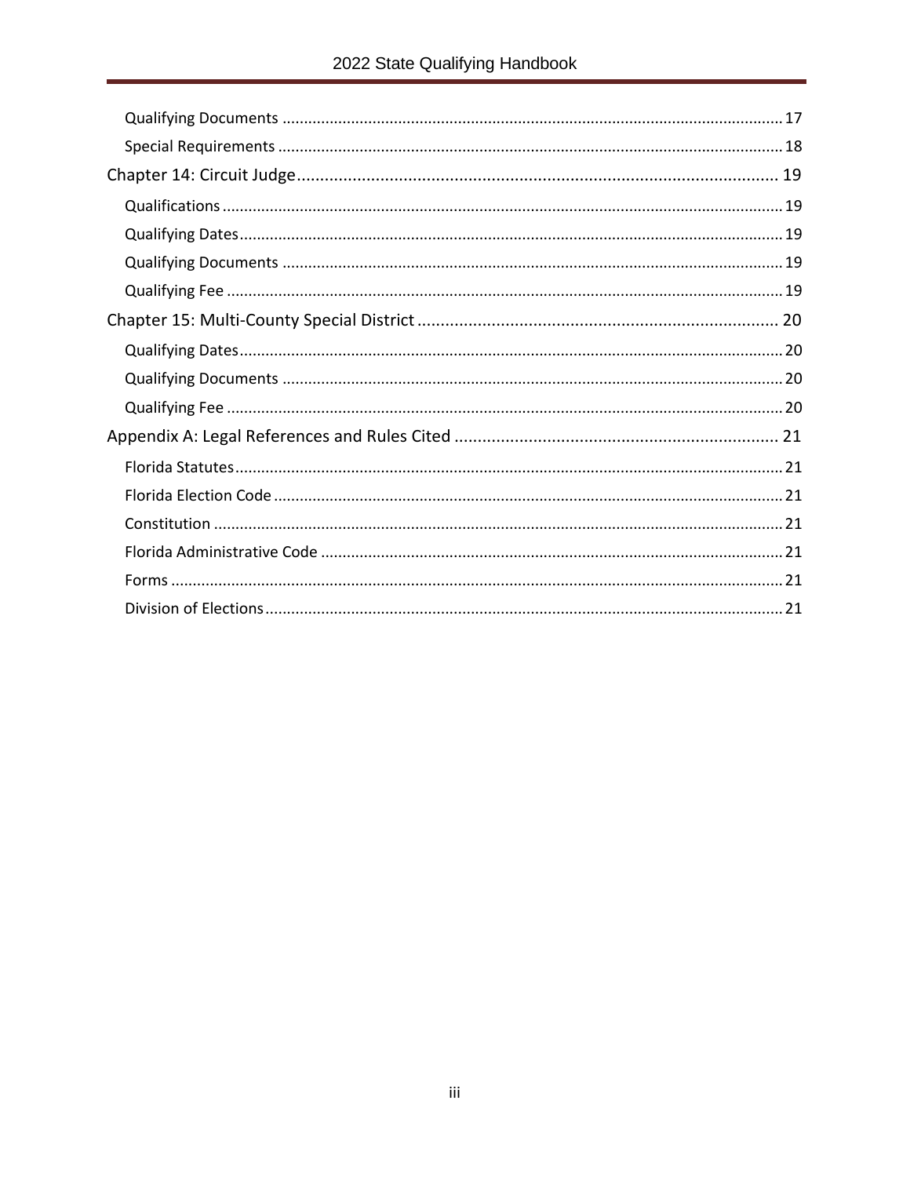Qualifying Documents ........................................................................................................ 17

Special Requirements ........................................................................................................ 18

Chapter 14: Circuit Judge ........................................................................................................ 19

Qualifications ........................................................................................................ 19

Qualifying Dates ........................................................................................................ 19

Qualifying Documents ........................................................................................................ 19

Qualifying Fee ........................................................................................................ 19

Chapter 15: Multi-County Special District ........................................................................................................ 20

Qualifying Dates ........................................................................................................ 20

Qualifying Documents ........................................................................................................ 20

Qualifying Fee ........................................................................................................ 20

Appendix A: Legal References and Rules Cited ........................................................................................................ 21

Florida Statutes ........................................................................................................ 21

Florida Election Code ........................................................................................................ 21

Constitution ........................................................................................................ 21

Florida Administrative Code ........................................................................................................ 21

Forms ........................................................................................................ 21

Division of Elections ........................................................................................................ 21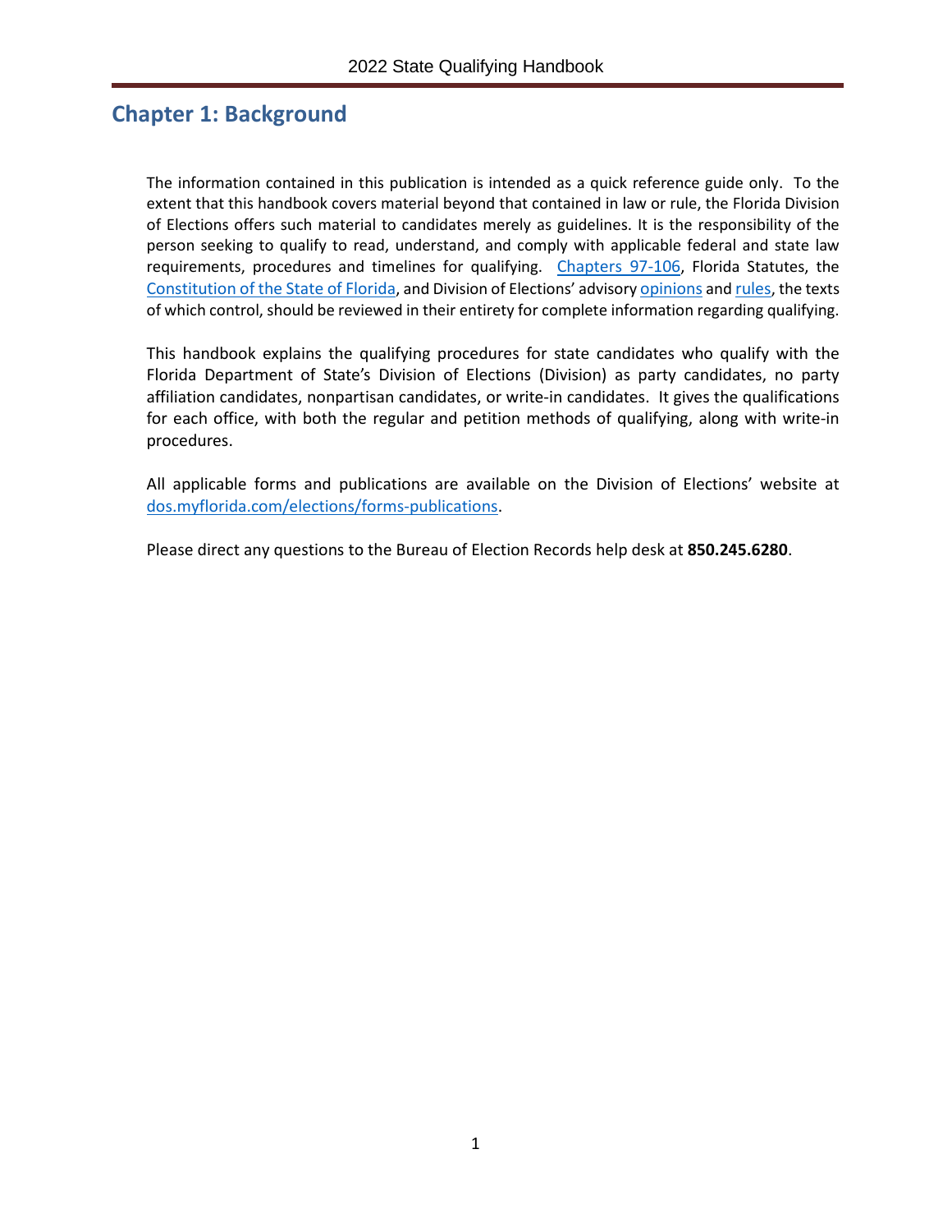## Chapter 1: Background

The information contained in this publication is intended as a quick reference guide only. To the extent that this handbook covers material beyond that contained in law or rule, the Florida Division of Elections offers such material to candidates merely as guidelines. It is the responsibility of the person seeking to qualify to read, understand, and comply with applicable federal and state law requirements, procedures and timelines for qualifying. Chapters 97-106, Florida Statutes, the Constitution of the State of Florida, and Division of Elections' advisory opinions and rules, the texts of which control, should be reviewed in their entirety for complete information regarding qualifying.

This handbook explains the qualifying procedures for state candidates who qualify with the Florida Department of State's Division of Elections (Division) as party candidates, no party affiliation candidates, nonpartisan candidates, or write-in candidates. It gives the qualifications for each office, with both the regular and petition methods of qualifying, along with write-in procedures.

All applicable forms and publications are available on the Division of Elections' website at dos.myflorida.com/elections/forms-publications.

Please direct any questions to the Bureau of Election Records help desk at **850.245.6280**.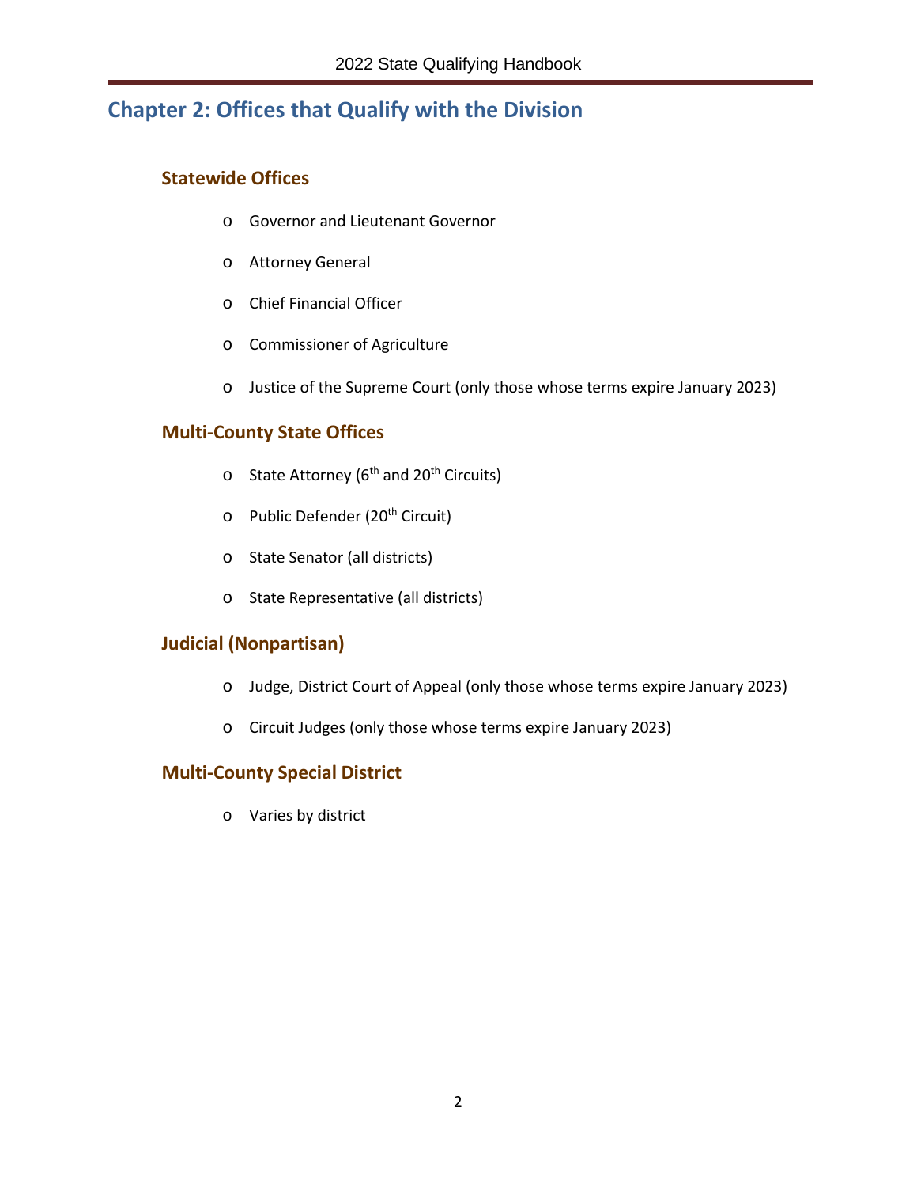# Chapter 2: Offices that Qualify with the Division

## Statewide Offices

- Governor and Lieutenant Governor
- Attorney General
- Chief Financial Officer
- Commissioner of Agriculture
- Justice of the Supreme Court (only those whose terms expire January 2023)

## Multi-County State Offices

- State Attorney ($6^{th}$ and $20^{th}$ Circuits)
- Public Defender ($20^{th}$ Circuit)
- State Senator (all districts)
- State Representative (all districts)

## Judicial (Nonpartisan)

- Judge, District Court of Appeal (only those whose terms expire January 2023)
- Circuit Judges (only those whose terms expire January 2023)

## Multi-County Special District

- Varies by district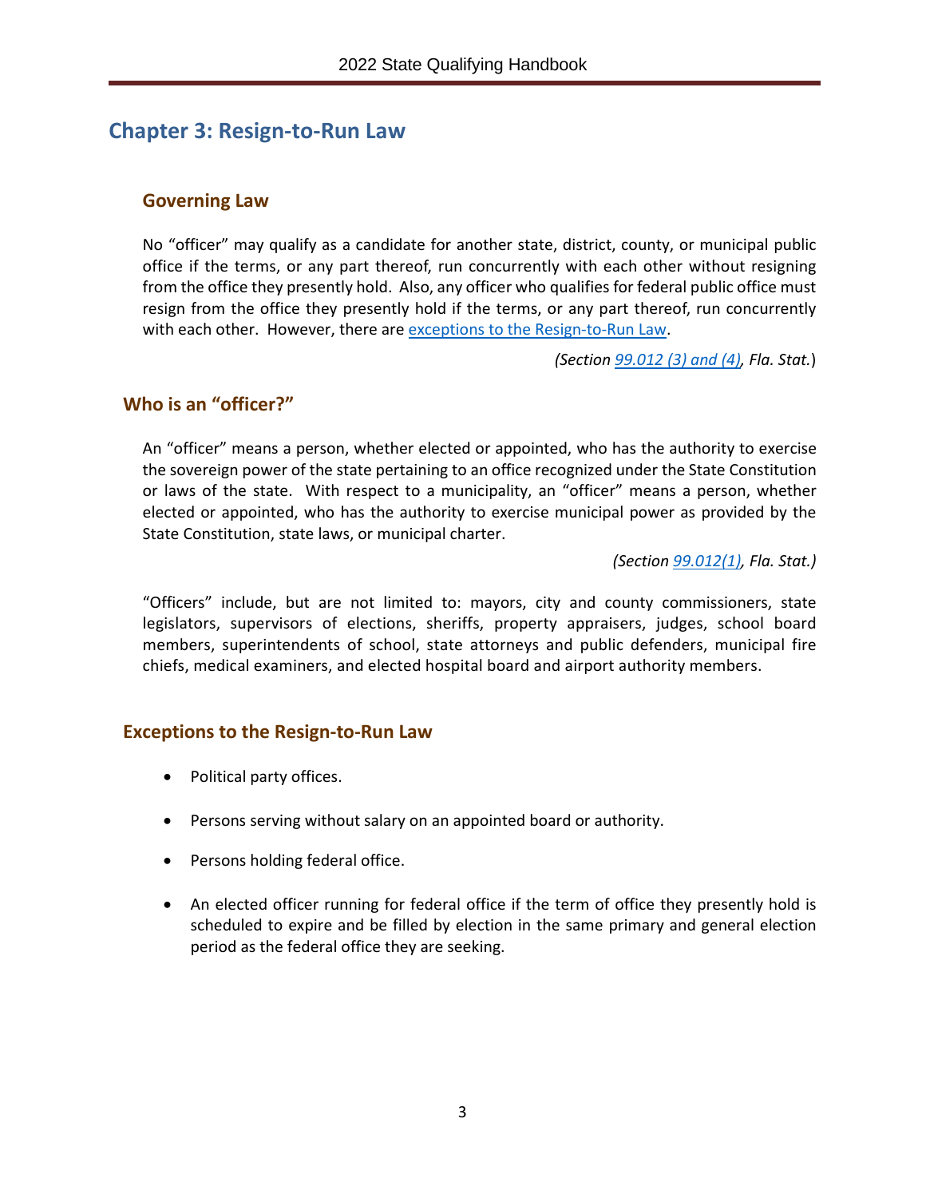# Chapter 3: Resign-to-Run Law

## Governing Law

No "officer" may qualify as a candidate for another state, district, county, or municipal public office if the terms, or any part thereof, run concurrently with each other without resigning from the office they presently hold. Also, any officer who qualifies for federal public office must resign from the office they presently hold if the terms, or any part thereof, run concurrently with each other. However, there are [exceptions to the Resign-to-Run Law](#exceptions-to-the-resign-to-run-law).

*(Section [99.012 (3) and (4)](), Fla. Stat.)*

## Who is an "officer?"

An "officer" means a person, whether elected or appointed, who has the authority to exercise the sovereign power of the state pertaining to an office recognized under the State Constitution or laws of the state. With respect to a municipality, an "officer" means a person, whether elected or appointed, who has the authority to exercise municipal power as provided by the State Constitution, state laws, or municipal charter.

*(Section [99.012(1)](), Fla. Stat.)*

"Officers" include, but are not limited to: mayors, city and county commissioners, state legislators, supervisors of elections, sheriffs, property appraisers, judges, school board members, superintendents of school, state attorneys and public defenders, municipal fire chiefs, medical examiners, and elected hospital board and airport authority members.

## Exceptions to the Resign-to-Run Law

- Political party offices.
- Persons serving without salary on an appointed board or authority.
- Persons holding federal office.
- An elected officer running for federal office if the term of office they presently hold is scheduled to expire and be filled by election in the same primary and general election period as the federal office they are seeking.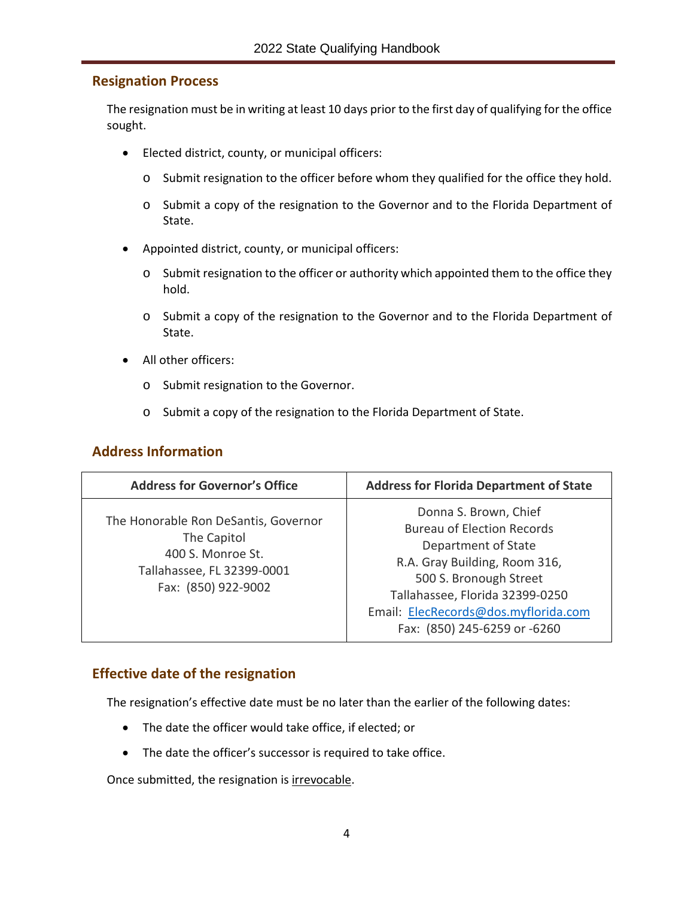## Resignation Process

The resignation must be in writing at least 10 days prior to the first day of qualifying for the office sought.

- Elected district, county, or municipal officers:
  - Submit resignation to the officer before whom they qualified for the office they hold.
  - Submit a copy of the resignation to the Governor and to the Florida Department of State.
- Appointed district, county, or municipal officers:
  - Submit resignation to the officer or authority which appointed them to the office they hold.
  - Submit a copy of the resignation to the Governor and to the Florida Department of State.
- All other officers:
  - Submit resignation to the Governor.
  - Submit a copy of the resignation to the Florida Department of State.

## Address Information

| Address for Governor's Office | Address for Florida Department of State |
|---|---|
| The Honorable Ron DeSantis, Governor<br>The Capitol<br>400 S. Monroe St.<br>Tallahassee, FL 32399-0001<br>Fax: (850) 922-9002 | Donna S. Brown, Chief<br>Bureau of Election Records<br>Department of State<br>R.A. Gray Building, Room 316,<br>500 S. Bronough Street<br>Tallahassee, Florida 32399-0250<br>Email: ElecRecords@dos.myflorida.com<br>Fax: (850) 245-6259 or -6260 |

## Effective date of the resignation

The resignation's effective date must be no later than the earlier of the following dates:

- The date the officer would take office, if elected; or
- The date the officer's successor is required to take office.

Once submitted, the resignation is irrevocable.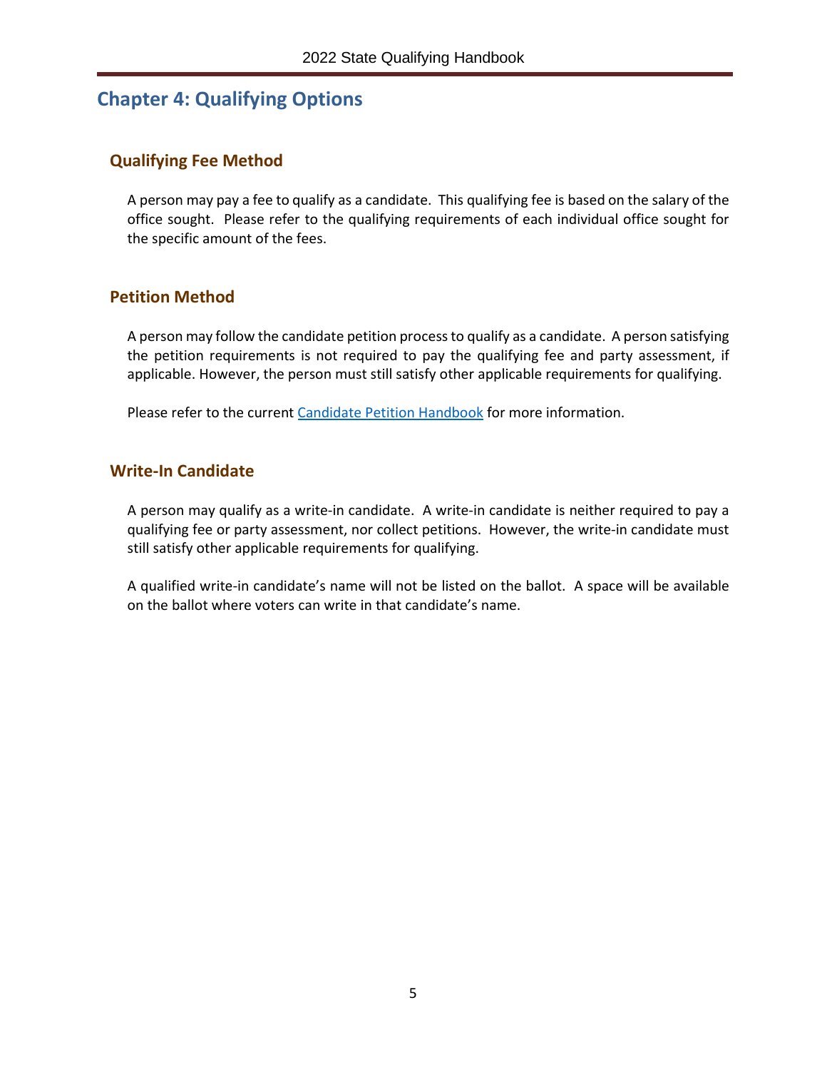# Chapter 4: Qualifying Options

## Qualifying Fee Method

A person may pay a fee to qualify as a candidate. This qualifying fee is based on the salary of the office sought. Please refer to the qualifying requirements of each individual office sought for the specific amount of the fees.

## Petition Method

A person may follow the candidate petition process to qualify as a candidate. A person satisfying the petition requirements is not required to pay the qualifying fee and party assessment, if applicable. However, the person must still satisfy other applicable requirements for qualifying.

Please refer to the current [Candidate Petition Handbook] for more information.

## Write-In Candidate

A person may qualify as a write-in candidate. A write-in candidate is neither required to pay a qualifying fee or party assessment, nor collect petitions. However, the write-in candidate must still satisfy other applicable requirements for qualifying.

A qualified write-in candidate's name will not be listed on the ballot. A space will be available on the ballot where voters can write in that candidate's name.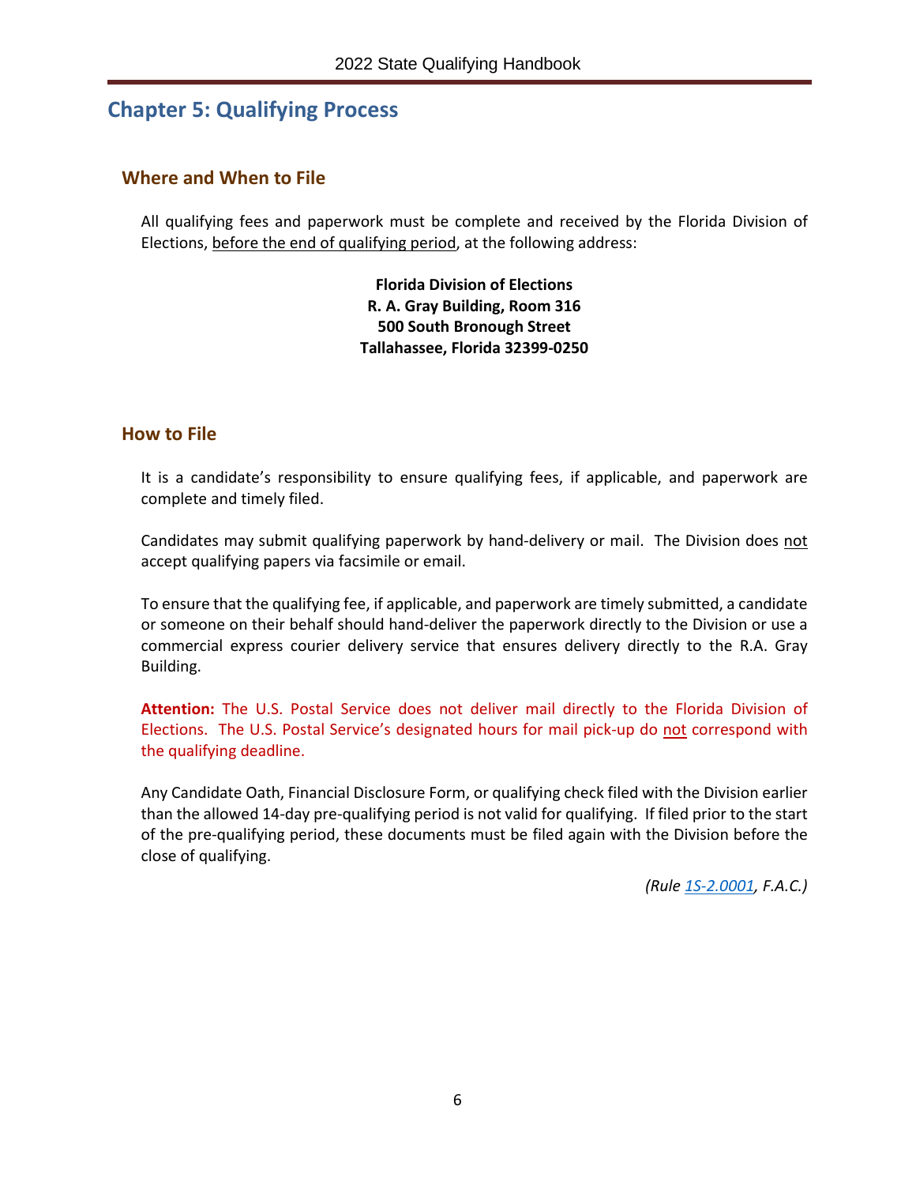# Chapter 5: Qualifying Process

## Where and When to File

All qualifying fees and paperwork must be complete and received by the Florida Division of Elections, before the end of qualifying period, at the following address:

**Florida Division of Elections**
**R. A. Gray Building, Room 316**
**500 South Bronough Street**
**Tallahassee, Florida 32399-0250**

## How to File

It is a candidate's responsibility to ensure qualifying fees, if applicable, and paperwork are complete and timely filed.

Candidates may submit qualifying paperwork by hand-delivery or mail. The Division does not accept qualifying papers via facsimile or email.

To ensure that the qualifying fee, if applicable, and paperwork are timely submitted, a candidate or someone on their behalf should hand-deliver the paperwork directly to the Division or use a commercial express courier delivery service that ensures delivery directly to the R.A. Gray Building.

**Attention:** The U.S. Postal Service does not deliver mail directly to the Florida Division of Elections. The U.S. Postal Service's designated hours for mail pick-up do not correspond with the qualifying deadline.

Any Candidate Oath, Financial Disclosure Form, or qualifying check filed with the Division earlier than the allowed 14-day pre-qualifying period is not valid for qualifying. If filed prior to the start of the pre-qualifying period, these documents must be filed again with the Division before the close of qualifying.

*(Rule 1S-2.0001, F.A.C.)*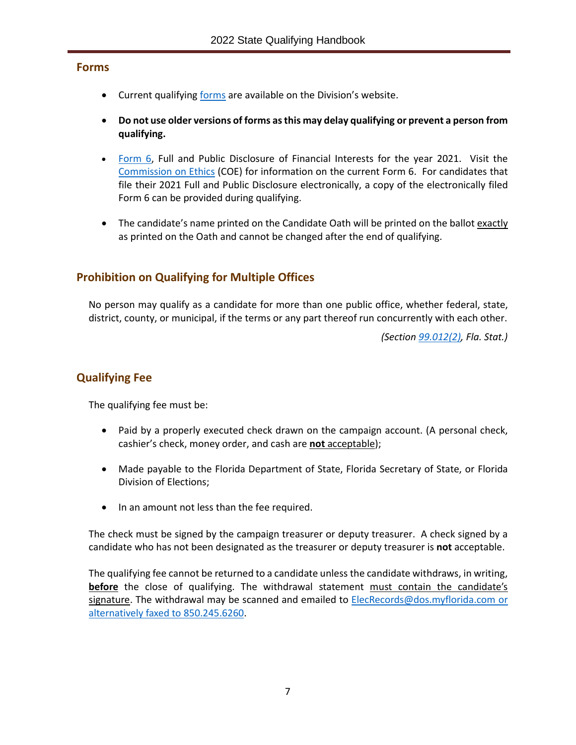## Forms

- Current qualifying forms are available on the Division's website.
- **Do not use older versions of forms as this may delay qualifying or prevent a person from qualifying.**
- Form 6, Full and Public Disclosure of Financial Interests for the year 2021. Visit the Commission on Ethics (COE) for information on the current Form 6. For candidates that file their 2021 Full and Public Disclosure electronically, a copy of the electronically filed Form 6 can be provided during qualifying.
- The candidate's name printed on the Candidate Oath will be printed on the ballot exactly as printed on the Oath and cannot be changed after the end of qualifying.

## Prohibition on Qualifying for Multiple Offices

No person may qualify as a candidate for more than one public office, whether federal, state, district, county, or municipal, if the terms or any part thereof run concurrently with each other.

*(Section 99.012(2), Fla. Stat.)*

## Qualifying Fee

The qualifying fee must be:

- Paid by a properly executed check drawn on the campaign account. (A personal check, cashier's check, money order, and cash are **not** acceptable);
- Made payable to the Florida Department of State, Florida Secretary of State, or Florida Division of Elections;
- In an amount not less than the fee required.

The check must be signed by the campaign treasurer or deputy treasurer. A check signed by a candidate who has not been designated as the treasurer or deputy treasurer is **not** acceptable.

The qualifying fee cannot be returned to a candidate unless the candidate withdraws, in writing, **before** the close of qualifying. The withdrawal statement must contain the candidate's signature. The withdrawal may be scanned and emailed to ElecRecords@dos.myflorida.com or alternatively faxed to 850.245.6260.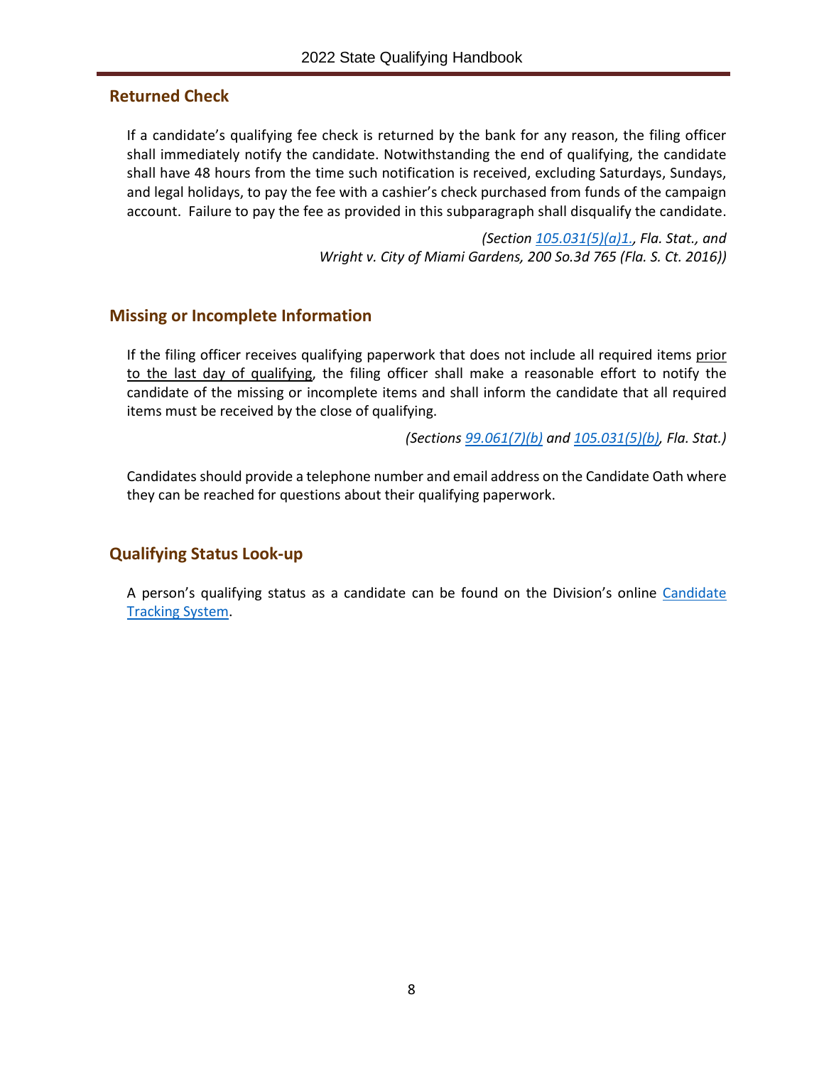## Returned Check

If a candidate's qualifying fee check is returned by the bank for any reason, the filing officer shall immediately notify the candidate. Notwithstanding the end of qualifying, the candidate shall have 48 hours from the time such notification is received, excluding Saturdays, Sundays, and legal holidays, to pay the fee with a cashier's check purchased from funds of the campaign account. Failure to pay the fee as provided in this subparagraph shall disqualify the candidate.

*(Section 105.031(5)(a)1., Fla. Stat., and Wright v. City of Miami Gardens, 200 So.3d 765 (Fla. S. Ct. 2016))*

## Missing or Incomplete Information

If the filing officer receives qualifying paperwork that does not include all required items prior to the last day of qualifying, the filing officer shall make a reasonable effort to notify the candidate of the missing or incomplete items and shall inform the candidate that all required items must be received by the close of qualifying.

*(Sections 99.061(7)(b) and 105.031(5)(b), Fla. Stat.)*

Candidates should provide a telephone number and email address on the Candidate Oath where they can be reached for questions about their qualifying paperwork.

## Qualifying Status Look-up

A person's qualifying status as a candidate can be found on the Division's online Candidate Tracking System.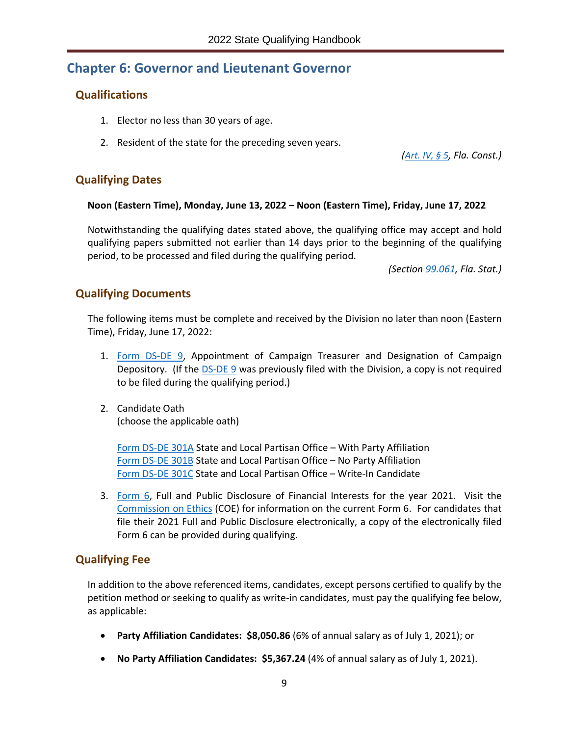# Chapter 6: Governor and Lieutenant Governor

## Qualifications

1. Elector no less than 30 years of age.
2. Resident of the state for the preceding seven years.

*(Art. IV, § 5, Fla. Const.)*

## Qualifying Dates

**Noon (Eastern Time), Monday, June 13, 2022 – Noon (Eastern Time), Friday, June 17, 2022**

Notwithstanding the qualifying dates stated above, the qualifying office may accept and hold qualifying papers submitted not earlier than 14 days prior to the beginning of the qualifying period, to be processed and filed during the qualifying period.

*(Section 99.061, Fla. Stat.)*

## Qualifying Documents

The following items must be complete and received by the Division no later than noon (Eastern Time), Friday, June 17, 2022:

1. Form DS-DE 9, Appointment of Campaign Treasurer and Designation of Campaign Depository. (If the DS-DE 9 was previously filed with the Division, a copy is not required to be filed during the qualifying period.)
2. Candidate Oath
   (choose the applicable oath)

   Form DS-DE 301A State and Local Partisan Office – With Party Affiliation
   Form DS-DE 301B State and Local Partisan Office – No Party Affiliation
   Form DS-DE 301C State and Local Partisan Office – Write-In Candidate
3. Form 6, Full and Public Disclosure of Financial Interests for the year 2021. Visit the Commission on Ethics (COE) for information on the current Form 6. For candidates that file their 2021 Full and Public Disclosure electronically, a copy of the electronically filed Form 6 can be provided during qualifying.

## Qualifying Fee

In addition to the above referenced items, candidates, except persons certified to qualify by the petition method or seeking to qualify as write-in candidates, must pay the qualifying fee below, as applicable:

- **Party Affiliation Candidates: $8,050.86** (6% of annual salary as of July 1, 2021); or
- **No Party Affiliation Candidates: $5,367.24** (4% of annual salary as of July 1, 2021).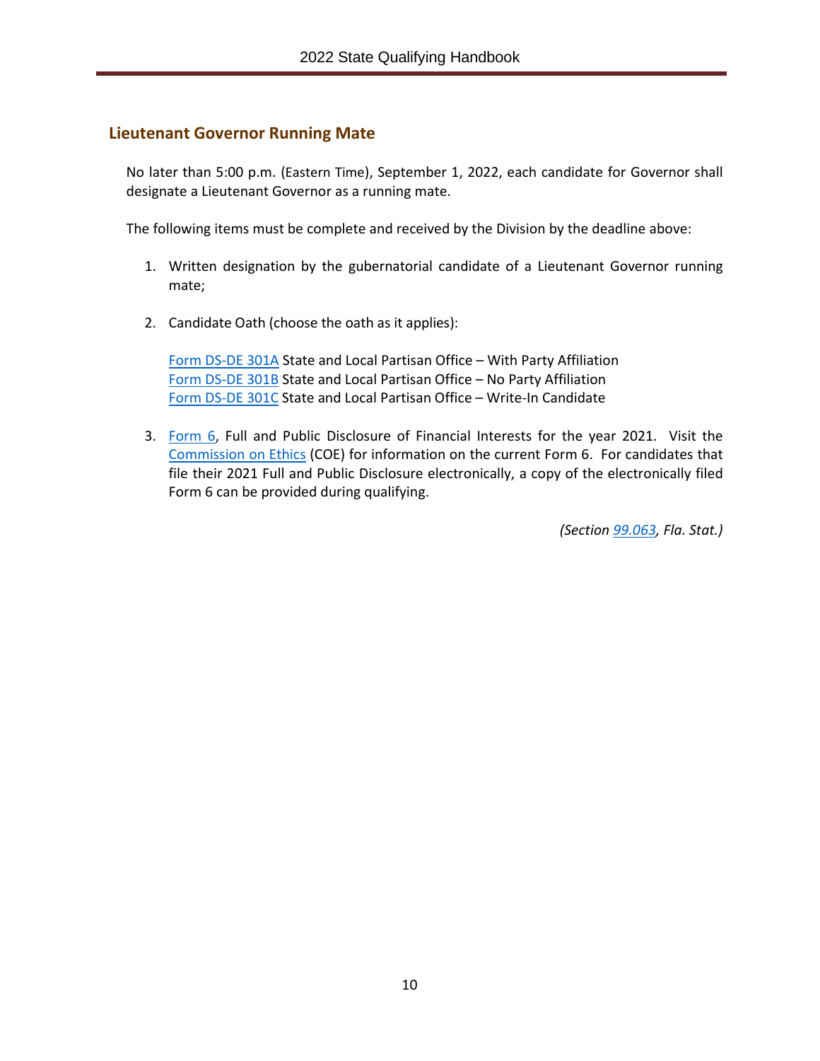## Lieutenant Governor Running Mate

No later than 5:00 p.m. (Eastern Time), September 1, 2022, each candidate for Governor shall designate a Lieutenant Governor as a running mate.

The following items must be complete and received by the Division by the deadline above:

1. Written designation by the gubernatorial candidate of a Lieutenant Governor running mate;

2. Candidate Oath (choose the oath as it applies):

   Form DS-DE 301A State and Local Partisan Office – With Party Affiliation
   Form DS-DE 301B State and Local Partisan Office – No Party Affiliation
   Form DS-DE 301C State and Local Partisan Office – Write-In Candidate

3. Form 6, Full and Public Disclosure of Financial Interests for the year 2021. Visit the Commission on Ethics (COE) for information on the current Form 6. For candidates that file their 2021 Full and Public Disclosure electronically, a copy of the electronically filed Form 6 can be provided during qualifying.

*(Section 99.063, Fla. Stat.)*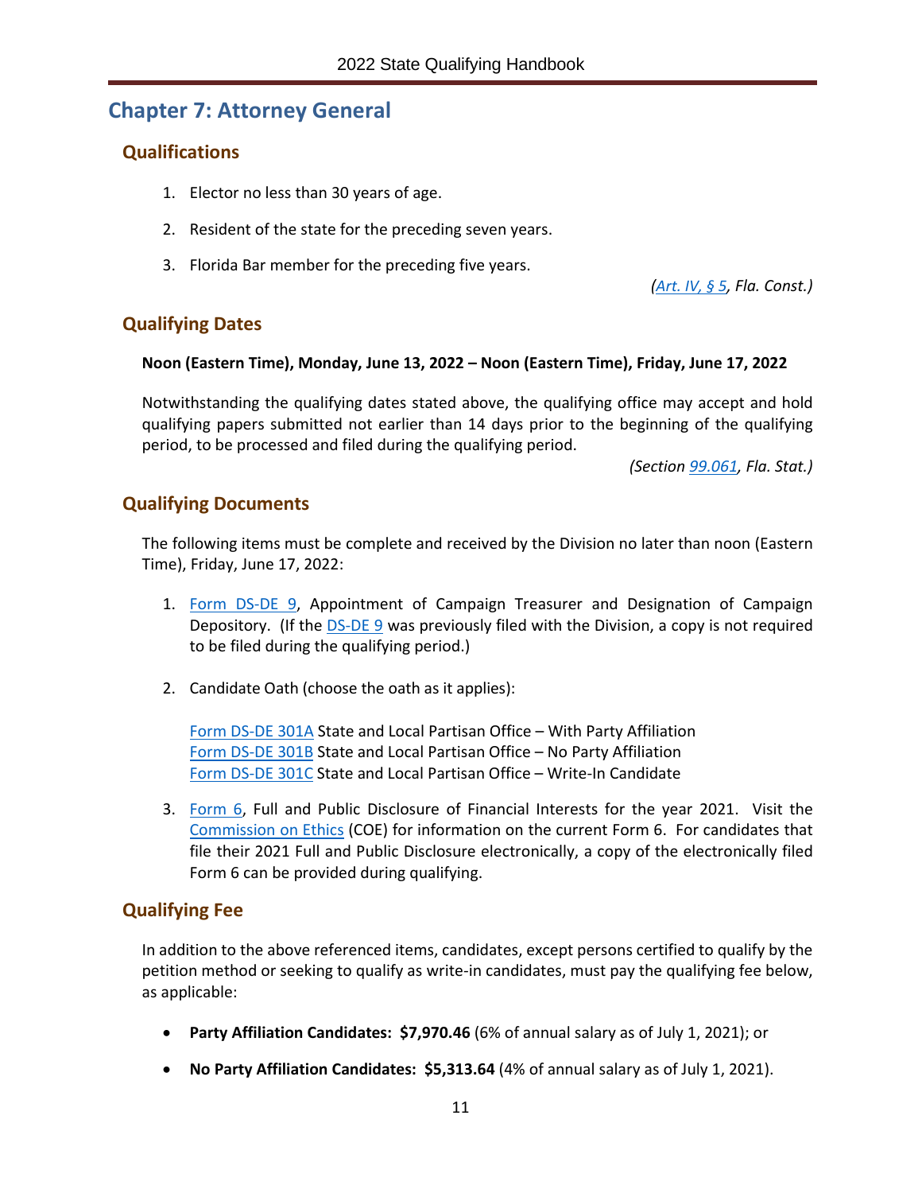# Chapter 7: Attorney General

## Qualifications

1. Elector no less than 30 years of age.
2. Resident of the state for the preceding seven years.
3. Florida Bar member for the preceding five years.

*(Art. IV, § 5, Fla. Const.)*

## Qualifying Dates

**Noon (Eastern Time), Monday, June 13, 2022 – Noon (Eastern Time), Friday, June 17, 2022**

Notwithstanding the qualifying dates stated above, the qualifying office may accept and hold qualifying papers submitted not earlier than 14 days prior to the beginning of the qualifying period, to be processed and filed during the qualifying period.

*(Section 99.061, Fla. Stat.)*

## Qualifying Documents

The following items must be complete and received by the Division no later than noon (Eastern Time), Friday, June 17, 2022:

1. Form DS-DE 9, Appointment of Campaign Treasurer and Designation of Campaign Depository. (If the DS-DE 9 was previously filed with the Division, a copy is not required to be filed during the qualifying period.)

2. Candidate Oath (choose the oath as it applies):

   Form DS-DE 301A State and Local Partisan Office – With Party Affiliation
   Form DS-DE 301B State and Local Partisan Office – No Party Affiliation
   Form DS-DE 301C State and Local Partisan Office – Write-In Candidate

3. Form 6, Full and Public Disclosure of Financial Interests for the year 2021. Visit the Commission on Ethics (COE) for information on the current Form 6. For candidates that file their 2021 Full and Public Disclosure electronically, a copy of the electronically filed Form 6 can be provided during qualifying.

## Qualifying Fee

In addition to the above referenced items, candidates, except persons certified to qualify by the petition method or seeking to qualify as write-in candidates, must pay the qualifying fee below, as applicable:

- **Party Affiliation Candidates: $7,970.46** (6% of annual salary as of July 1, 2021); or
- **No Party Affiliation Candidates: $5,313.64** (4% of annual salary as of July 1, 2021).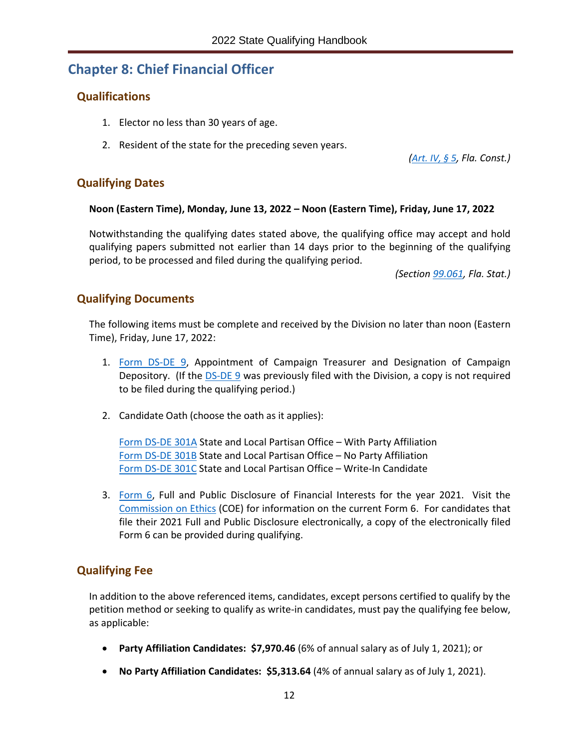# Chapter 8: Chief Financial Officer

## Qualifications

1. Elector no less than 30 years of age.
2. Resident of the state for the preceding seven years.

*(Art. IV, § 5, Fla. Const.)*

## Qualifying Dates

**Noon (Eastern Time), Monday, June 13, 2022 – Noon (Eastern Time), Friday, June 17, 2022**

Notwithstanding the qualifying dates stated above, the qualifying office may accept and hold qualifying papers submitted not earlier than 14 days prior to the beginning of the qualifying period, to be processed and filed during the qualifying period.

*(Section 99.061, Fla. Stat.)*

## Qualifying Documents

The following items must be complete and received by the Division no later than noon (Eastern Time), Friday, June 17, 2022:

1. Form DS-DE 9, Appointment of Campaign Treasurer and Designation of Campaign Depository. (If the DS-DE 9 was previously filed with the Division, a copy is not required to be filed during the qualifying period.)

2. Candidate Oath (choose the oath as it applies):

   Form DS-DE 301A State and Local Partisan Office – With Party Affiliation
   Form DS-DE 301B State and Local Partisan Office – No Party Affiliation
   Form DS-DE 301C State and Local Partisan Office – Write-In Candidate

3. Form 6, Full and Public Disclosure of Financial Interests for the year 2021. Visit the Commission on Ethics (COE) for information on the current Form 6. For candidates that file their 2021 Full and Public Disclosure electronically, a copy of the electronically filed Form 6 can be provided during qualifying.

## Qualifying Fee

In addition to the above referenced items, candidates, except persons certified to qualify by the petition method or seeking to qualify as write-in candidates, must pay the qualifying fee below, as applicable:

- **Party Affiliation Candidates: $7,970.46** (6% of annual salary as of July 1, 2021); or
- **No Party Affiliation Candidates: $5,313.64** (4% of annual salary as of July 1, 2021).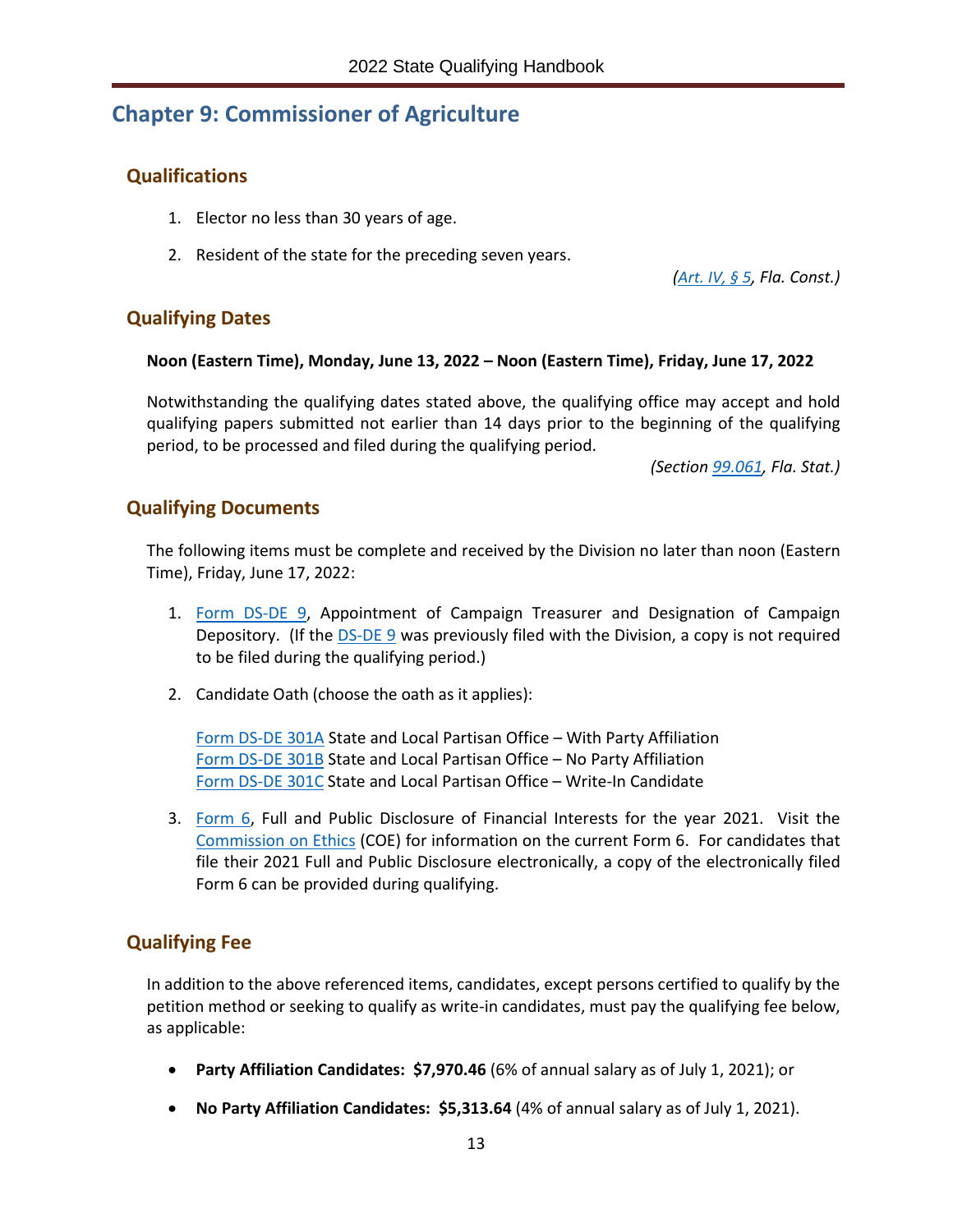# Chapter 9: Commissioner of Agriculture

## Qualifications

1. Elector no less than 30 years of age.
2. Resident of the state for the preceding seven years.

*(Art. IV, § 5, Fla. Const.)*

## Qualifying Dates

**Noon (Eastern Time), Monday, June 13, 2022 – Noon (Eastern Time), Friday, June 17, 2022**

Notwithstanding the qualifying dates stated above, the qualifying office may accept and hold qualifying papers submitted not earlier than 14 days prior to the beginning of the qualifying period, to be processed and filed during the qualifying period.

*(Section 99.061, Fla. Stat.)*

## Qualifying Documents

The following items must be complete and received by the Division no later than noon (Eastern Time), Friday, June 17, 2022:

1. Form DS-DE 9, Appointment of Campaign Treasurer and Designation of Campaign Depository. (If the DS-DE 9 was previously filed with the Division, a copy is not required to be filed during the qualifying period.)
2. Candidate Oath (choose the oath as it applies):

   Form DS-DE 301A State and Local Partisan Office – With Party Affiliation
   Form DS-DE 301B State and Local Partisan Office – No Party Affiliation
   Form DS-DE 301C State and Local Partisan Office – Write-In Candidate

3. Form 6, Full and Public Disclosure of Financial Interests for the year 2021. Visit the Commission on Ethics (COE) for information on the current Form 6. For candidates that file their 2021 Full and Public Disclosure electronically, a copy of the electronically filed Form 6 can be provided during qualifying.

## Qualifying Fee

In addition to the above referenced items, candidates, except persons certified to qualify by the petition method or seeking to qualify as write-in candidates, must pay the qualifying fee below, as applicable:

- **Party Affiliation Candidates: $7,970.46** (6% of annual salary as of July 1, 2021); or
- **No Party Affiliation Candidates: $5,313.64** (4% of annual salary as of July 1, 2021).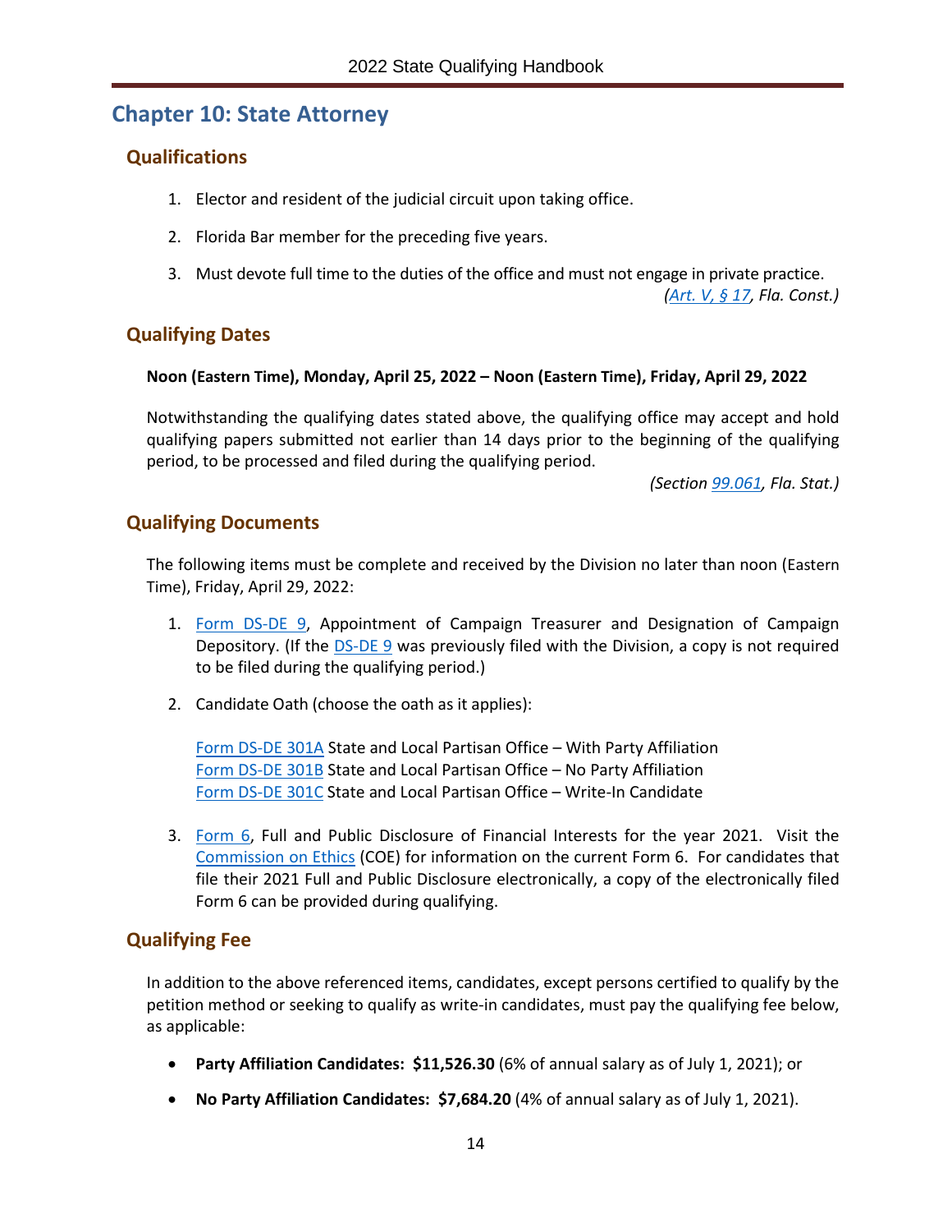# Chapter 10: State Attorney

## Qualifications

1. Elector and resident of the judicial circuit upon taking office.
2. Florida Bar member for the preceding five years.
3. Must devote full time to the duties of the office and must not engage in private practice.

*(Art. V, § 17, Fla. Const.)*

## Qualifying Dates

**Noon (Eastern Time), Monday, April 25, 2022 – Noon (Eastern Time), Friday, April 29, 2022**

Notwithstanding the qualifying dates stated above, the qualifying office may accept and hold qualifying papers submitted not earlier than 14 days prior to the beginning of the qualifying period, to be processed and filed during the qualifying period.

*(Section 99.061, Fla. Stat.)*

## Qualifying Documents

The following items must be complete and received by the Division no later than noon (Eastern Time), Friday, April 29, 2022:

1. Form DS-DE 9, Appointment of Campaign Treasurer and Designation of Campaign Depository. (If the DS-DE 9 was previously filed with the Division, a copy is not required to be filed during the qualifying period.)
2. Candidate Oath (choose the oath as it applies):

   Form DS-DE 301A State and Local Partisan Office – With Party Affiliation
   Form DS-DE 301B State and Local Partisan Office – No Party Affiliation
   Form DS-DE 301C State and Local Partisan Office – Write-In Candidate

3. Form 6, Full and Public Disclosure of Financial Interests for the year 2021. Visit the Commission on Ethics (COE) for information on the current Form 6. For candidates that file their 2021 Full and Public Disclosure electronically, a copy of the electronically filed Form 6 can be provided during qualifying.

## Qualifying Fee

In addition to the above referenced items, candidates, except persons certified to qualify by the petition method or seeking to qualify as write-in candidates, must pay the qualifying fee below, as applicable:

- **Party Affiliation Candidates: $11,526.30** (6% of annual salary as of July 1, 2021); or
- **No Party Affiliation Candidates: $7,684.20** (4% of annual salary as of July 1, 2021).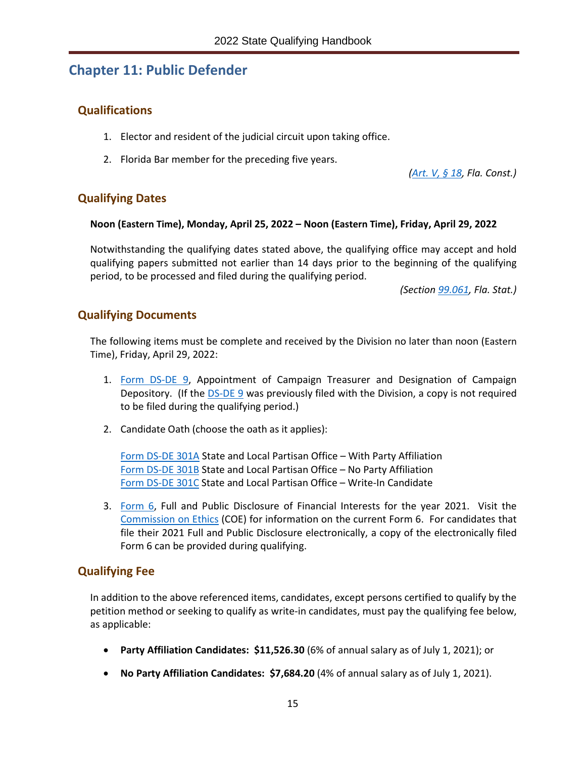# Chapter 11: Public Defender

## Qualifications

1. Elector and resident of the judicial circuit upon taking office.

2. Florida Bar member for the preceding five years.

*(Art. V, § 18, Fla. Const.)*

## Qualifying Dates

**Noon (Eastern Time), Monday, April 25, 2022 – Noon (Eastern Time), Friday, April 29, 2022**

Notwithstanding the qualifying dates stated above, the qualifying office may accept and hold qualifying papers submitted not earlier than 14 days prior to the beginning of the qualifying period, to be processed and filed during the qualifying period.

*(Section 99.061, Fla. Stat.)*

## Qualifying Documents

The following items must be complete and received by the Division no later than noon (Eastern Time), Friday, April 29, 2022:

1. Form DS-DE 9, Appointment of Campaign Treasurer and Designation of Campaign Depository. (If the DS-DE 9 was previously filed with the Division, a copy is not required to be filed during the qualifying period.)

2. Candidate Oath (choose the oath as it applies):

   Form DS-DE 301A State and Local Partisan Office – With Party Affiliation
   Form DS-DE 301B State and Local Partisan Office – No Party Affiliation
   Form DS-DE 301C State and Local Partisan Office – Write-In Candidate

3. Form 6, Full and Public Disclosure of Financial Interests for the year 2021. Visit the Commission on Ethics (COE) for information on the current Form 6. For candidates that file their 2021 Full and Public Disclosure electronically, a copy of the electronically filed Form 6 can be provided during qualifying.

## Qualifying Fee

In addition to the above referenced items, candidates, except persons certified to qualify by the petition method or seeking to qualify as write-in candidates, must pay the qualifying fee below, as applicable:

- **Party Affiliation Candidates: $11,526.30** (6% of annual salary as of July 1, 2021); or
- **No Party Affiliation Candidates: $7,684.20** (4% of annual salary as of July 1, 2021).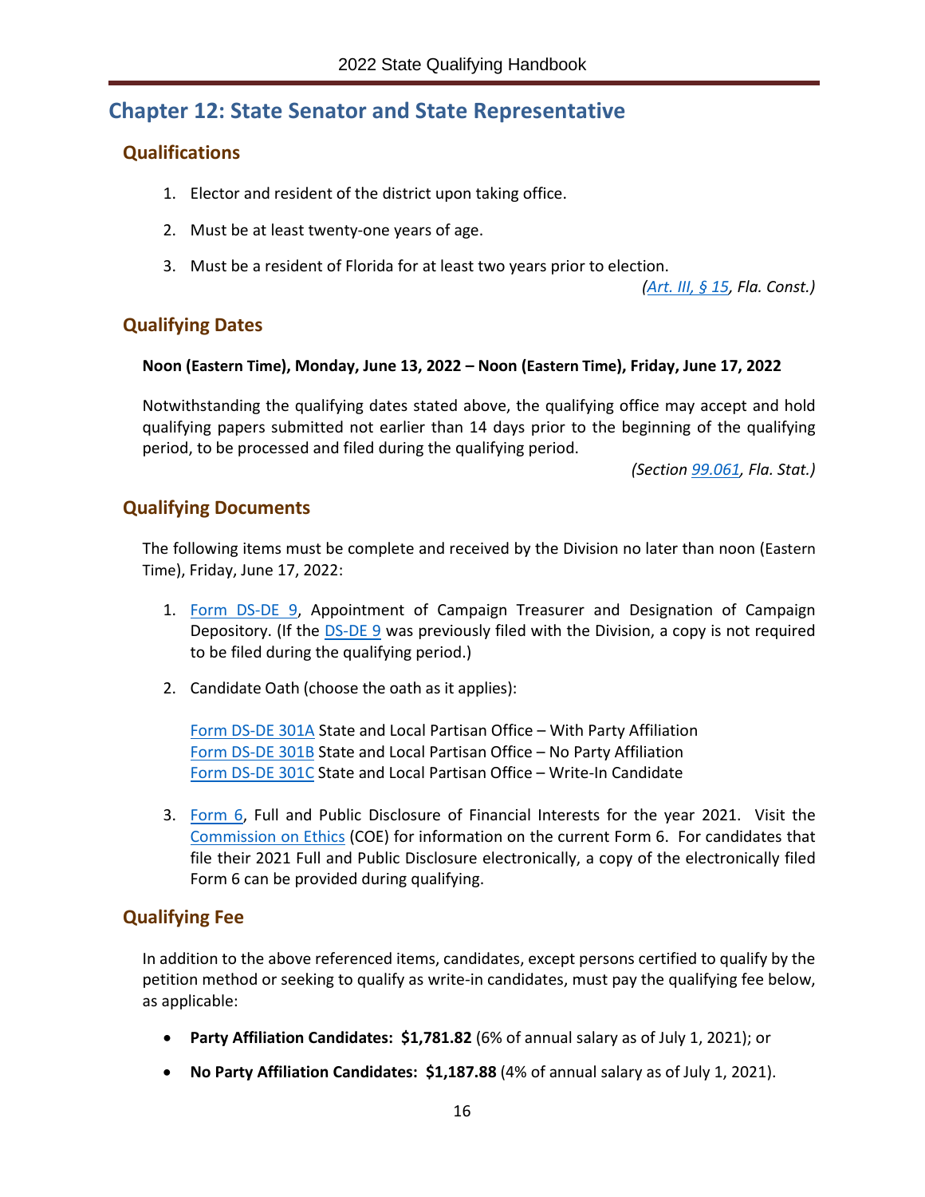# Chapter 12: State Senator and State Representative

## Qualifications

1. Elector and resident of the district upon taking office.
2. Must be at least twenty-one years of age.
3. Must be a resident of Florida for at least two years prior to election.

*(Art. III, § 15, Fla. Const.)*

## Qualifying Dates

**Noon (Eastern Time), Monday, June 13, 2022 – Noon (Eastern Time), Friday, June 17, 2022**

Notwithstanding the qualifying dates stated above, the qualifying office may accept and hold qualifying papers submitted not earlier than 14 days prior to the beginning of the qualifying period, to be processed and filed during the qualifying period.

*(Section 99.061, Fla. Stat.)*

## Qualifying Documents

The following items must be complete and received by the Division no later than noon (Eastern Time), Friday, June 17, 2022:

1. Form DS-DE 9, Appointment of Campaign Treasurer and Designation of Campaign Depository. (If the DS-DE 9 was previously filed with the Division, a copy is not required to be filed during the qualifying period.)

2. Candidate Oath (choose the oath as it applies):

   Form DS-DE 301A State and Local Partisan Office – With Party Affiliation
   Form DS-DE 301B State and Local Partisan Office – No Party Affiliation
   Form DS-DE 301C State and Local Partisan Office – Write-In Candidate

3. Form 6, Full and Public Disclosure of Financial Interests for the year 2021. Visit the Commission on Ethics (COE) for information on the current Form 6. For candidates that file their 2021 Full and Public Disclosure electronically, a copy of the electronically filed Form 6 can be provided during qualifying.

## Qualifying Fee

In addition to the above referenced items, candidates, except persons certified to qualify by the petition method or seeking to qualify as write-in candidates, must pay the qualifying fee below, as applicable:

- **Party Affiliation Candidates: $1,781.82** (6% of annual salary as of July 1, 2021); or
- **No Party Affiliation Candidates: $1,187.88** (4% of annual salary as of July 1, 2021).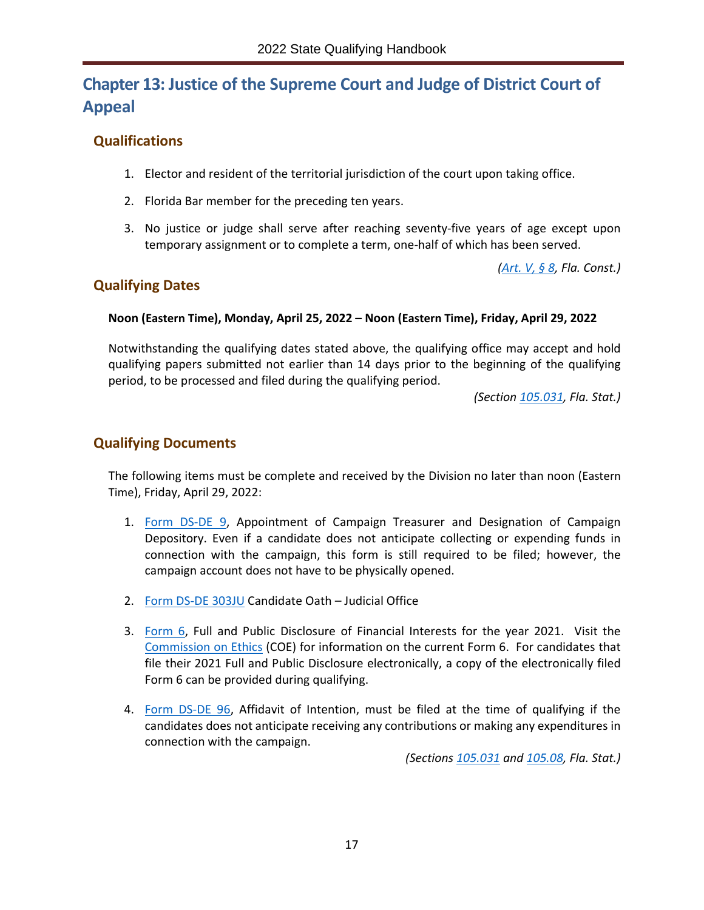# Chapter 13: Justice of the Supreme Court and Judge of District Court of Appeal

## Qualifications

1. Elector and resident of the territorial jurisdiction of the court upon taking office.

2. Florida Bar member for the preceding ten years.

3. No justice or judge shall serve after reaching seventy-five years of age except upon temporary assignment or to complete a term, one-half of which has been served.

*(Art. V, § 8, Fla. Const.)*

## Qualifying Dates

**Noon (Eastern Time), Monday, April 25, 2022 – Noon (Eastern Time), Friday, April 29, 2022**

Notwithstanding the qualifying dates stated above, the qualifying office may accept and hold qualifying papers submitted not earlier than 14 days prior to the beginning of the qualifying period, to be processed and filed during the qualifying period.

*(Section 105.031, Fla. Stat.)*

## Qualifying Documents

The following items must be complete and received by the Division no later than noon (Eastern Time), Friday, April 29, 2022:

1. Form DS-DE 9, Appointment of Campaign Treasurer and Designation of Campaign Depository. Even if a candidate does not anticipate collecting or expending funds in connection with the campaign, this form is still required to be filed; however, the campaign account does not have to be physically opened.

2. Form DS-DE 303JU Candidate Oath – Judicial Office

3. Form 6, Full and Public Disclosure of Financial Interests for the year 2021. Visit the Commission on Ethics (COE) for information on the current Form 6. For candidates that file their 2021 Full and Public Disclosure electronically, a copy of the electronically filed Form 6 can be provided during qualifying.

4. Form DS-DE 96, Affidavit of Intention, must be filed at the time of qualifying if the candidates does not anticipate receiving any contributions or making any expenditures in connection with the campaign.

*(Sections 105.031 and 105.08, Fla. Stat.)*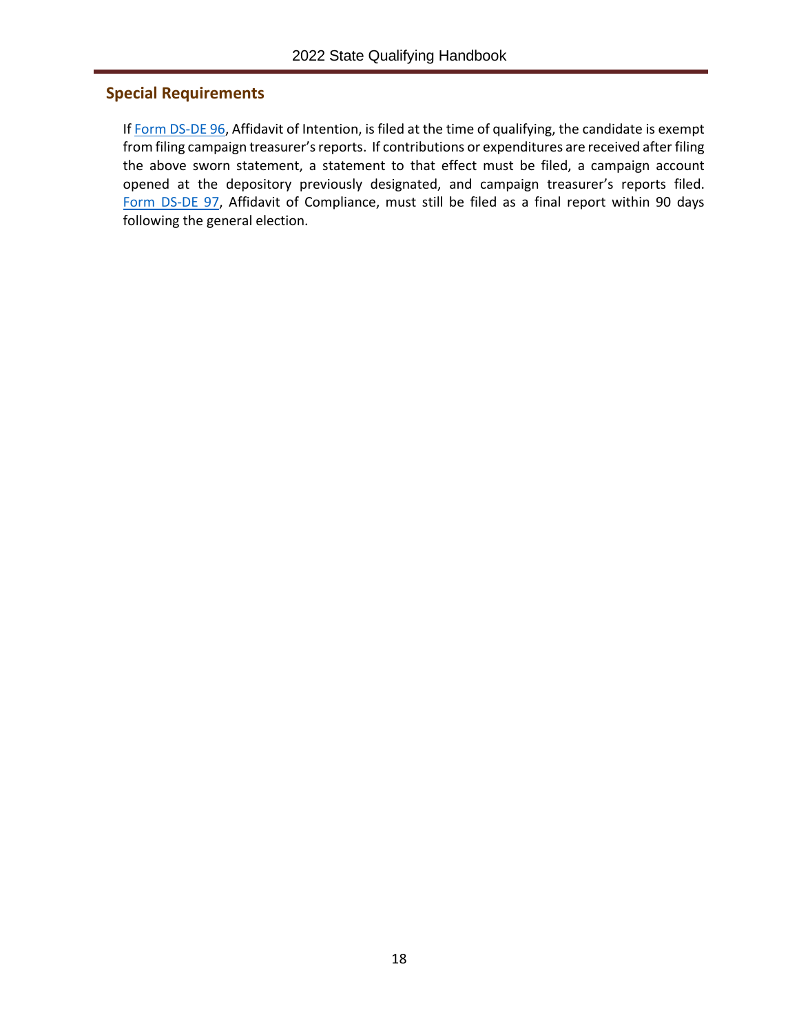## Special Requirements

If Form DS-DE 96, Affidavit of Intention, is filed at the time of qualifying, the candidate is exempt from filing campaign treasurer's reports. If contributions or expenditures are received after filing the above sworn statement, a statement to that effect must be filed, a campaign account opened at the depository previously designated, and campaign treasurer's reports filed. Form DS-DE 97, Affidavit of Compliance, must still be filed as a final report within 90 days following the general election.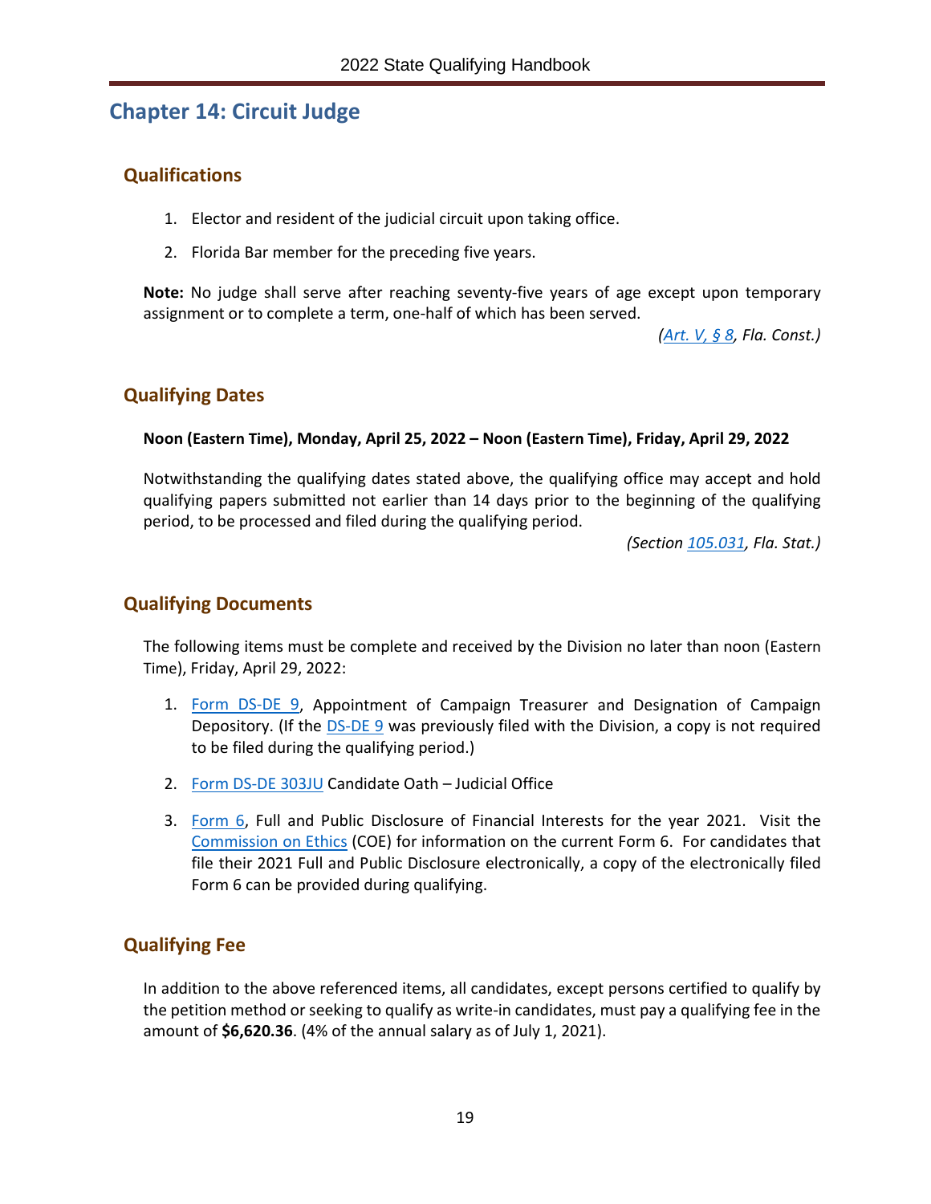# Chapter 14: Circuit Judge

## Qualifications

1. Elector and resident of the judicial circuit upon taking office.
2. Florida Bar member for the preceding five years.

**Note:** No judge shall serve after reaching seventy-five years of age except upon temporary assignment or to complete a term, one-half of which has been served.

*(Art. V, § 8, Fla. Const.)*

## Qualifying Dates

**Noon (Eastern Time), Monday, April 25, 2022 – Noon (Eastern Time), Friday, April 29, 2022**

Notwithstanding the qualifying dates stated above, the qualifying office may accept and hold qualifying papers submitted not earlier than 14 days prior to the beginning of the qualifying period, to be processed and filed during the qualifying period.

*(Section 105.031, Fla. Stat.)*

## Qualifying Documents

The following items must be complete and received by the Division no later than noon (Eastern Time), Friday, April 29, 2022:

1. Form DS-DE 9, Appointment of Campaign Treasurer and Designation of Campaign Depository. (If the DS-DE 9 was previously filed with the Division, a copy is not required to be filed during the qualifying period.)
2. Form DS-DE 303JU Candidate Oath – Judicial Office
3. Form 6, Full and Public Disclosure of Financial Interests for the year 2021. Visit the Commission on Ethics (COE) for information on the current Form 6. For candidates that file their 2021 Full and Public Disclosure electronically, a copy of the electronically filed Form 6 can be provided during qualifying.

## Qualifying Fee

In addition to the above referenced items, all candidates, except persons certified to qualify by the petition method or seeking to qualify as write-in candidates, must pay a qualifying fee in the amount of **$6,620.36**. (4% of the annual salary as of July 1, 2021).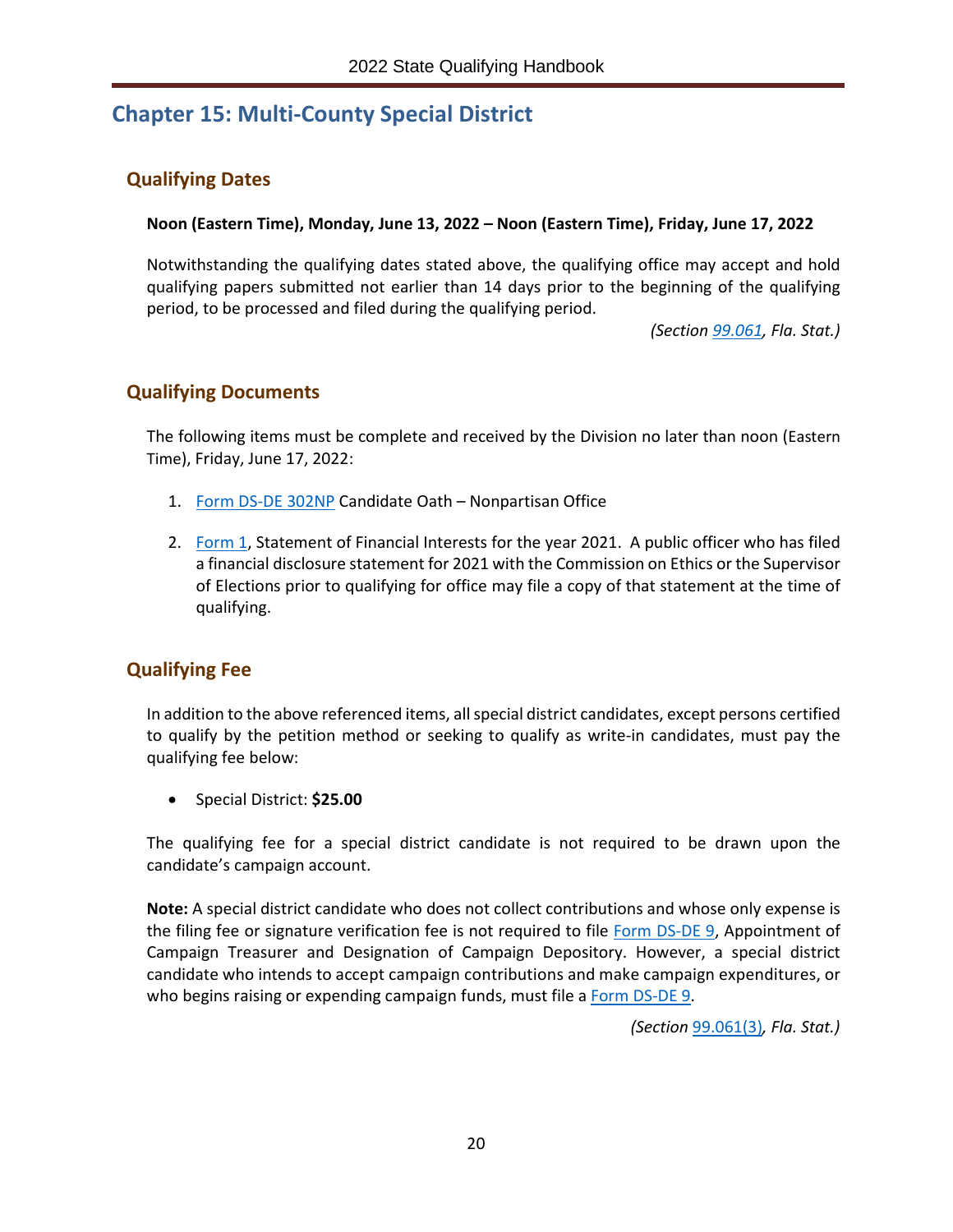# Chapter 15: Multi-County Special District

## Qualifying Dates

**Noon (Eastern Time), Monday, June 13, 2022 – Noon (Eastern Time), Friday, June 17, 2022**

Notwithstanding the qualifying dates stated above, the qualifying office may accept and hold qualifying papers submitted not earlier than 14 days prior to the beginning of the qualifying period, to be processed and filed during the qualifying period.

*(Section 99.061, Fla. Stat.)*

## Qualifying Documents

The following items must be complete and received by the Division no later than noon (Eastern Time), Friday, June 17, 2022:

1. Form DS-DE 302NP Candidate Oath – Nonpartisan Office
2. Form 1, Statement of Financial Interests for the year 2021. A public officer who has filed a financial disclosure statement for 2021 with the Commission on Ethics or the Supervisor of Elections prior to qualifying for office may file a copy of that statement at the time of qualifying.

## Qualifying Fee

In addition to the above referenced items, all special district candidates, except persons certified to qualify by the petition method or seeking to qualify as write-in candidates, must pay the qualifying fee below:

- Special District: **$25.00**

The qualifying fee for a special district candidate is not required to be drawn upon the candidate's campaign account.

**Note:** A special district candidate who does not collect contributions and whose only expense is the filing fee or signature verification fee is not required to file Form DS-DE 9, Appointment of Campaign Treasurer and Designation of Campaign Depository. However, a special district candidate who intends to accept campaign contributions and make campaign expenditures, or who begins raising or expending campaign funds, must file a Form DS-DE 9.

*(Section 99.061(3), Fla. Stat.)*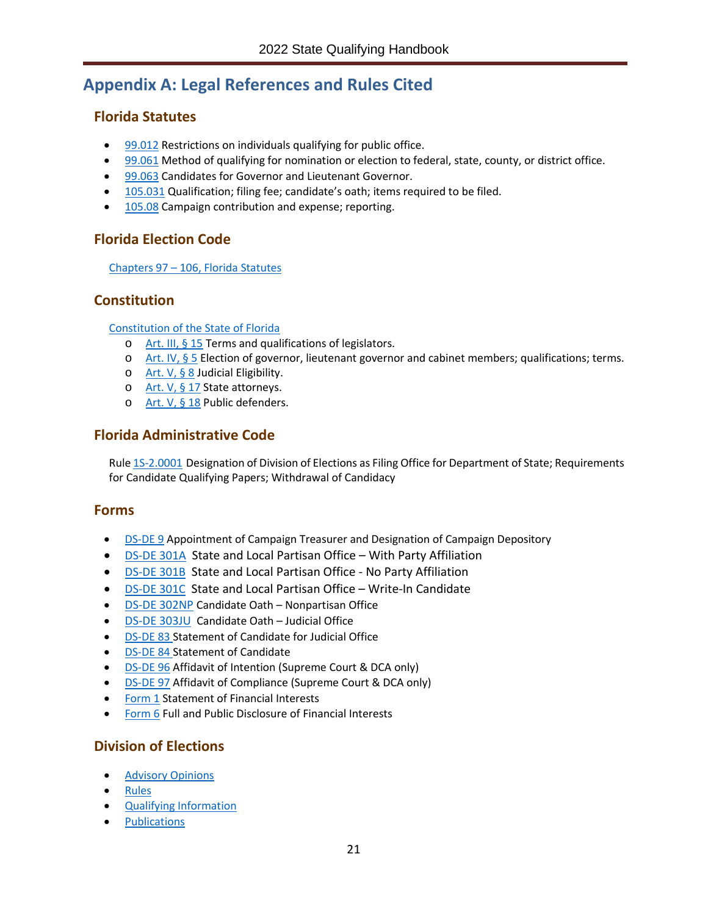# Appendix A: Legal References and Rules Cited

## Florida Statutes

- 99.012 Restrictions on individuals qualifying for public office.
- 99.061 Method of qualifying for nomination or election to federal, state, county, or district office.
- 99.063 Candidates for Governor and Lieutenant Governor.
- 105.031 Qualification; filing fee; candidate's oath; items required to be filed.
- 105.08 Campaign contribution and expense; reporting.

## Florida Election Code

Chapters 97 – 106, Florida Statutes

## Constitution

Constitution of the State of Florida

- Art. III, § 15 Terms and qualifications of legislators.
- Art. IV, § 5 Election of governor, lieutenant governor and cabinet members; qualifications; terms.
- Art. V, § 8 Judicial Eligibility.
- Art. V, § 17 State attorneys.
- Art. V, § 18 Public defenders.

## Florida Administrative Code

Rule 1S-2.0001 Designation of Division of Elections as Filing Office for Department of State; Requirements for Candidate Qualifying Papers; Withdrawal of Candidacy

## Forms

- DS-DE 9 Appointment of Campaign Treasurer and Designation of Campaign Depository
- DS-DE 301A State and Local Partisan Office – With Party Affiliation
- DS-DE 301B State and Local Partisan Office - No Party Affiliation
- DS-DE 301C State and Local Partisan Office – Write-In Candidate
- DS-DE 302NP Candidate Oath – Nonpartisan Office
- DS-DE 303JU Candidate Oath – Judicial Office
- DS-DE 83 Statement of Candidate for Judicial Office
- DS-DE 84 Statement of Candidate
- DS-DE 96 Affidavit of Intention (Supreme Court & DCA only)
- DS-DE 97 Affidavit of Compliance (Supreme Court & DCA only)
- Form 1 Statement of Financial Interests
- Form 6 Full and Public Disclosure of Financial Interests

## Division of Elections

- Advisory Opinions
- Rules
- Qualifying Information
- Publications